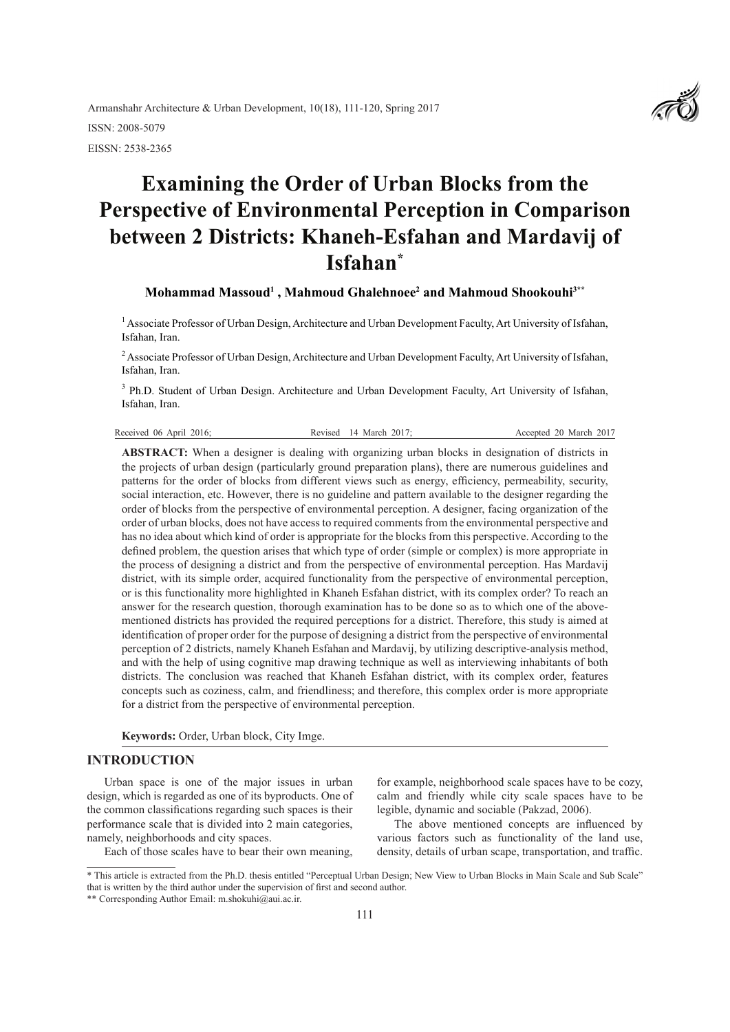Armanshahr Architecture & Urban Development, 10(18), 111-120, Spring 2017

ISSN: 2008-5079

EISSN: 2538-2365

# Examining the Order of Urban Blocks from the Perspective of Environmental Perception in Comparison between 2 Districts: Khaneh-Esfahan and Mardavij of Isfahan*

**Mohammad Massoud[1] , Mahmoud Ghalehnoee[2] and Mahmoud Shookouhi[3**]**

[1] Associate Professor of Urban Design, Architecture and Urban Development Faculty, Art University of Isfahan, Isfahan, Iran.

[2] Associate Professor of Urban Design, Architecture and Urban Development Faculty, Art University of Isfahan, Isfahan, Iran.

[3] Ph.D. Student of Urban Design. Architecture and Urban Development Faculty, Art University of Isfahan, Isfahan, Iran.

Received 06 April 2016; Revised 14 March 2017; Accepted 20 March 2017

**ABSTRACT:** When a designer is dealing with organizing urban blocks in designation of districts in the projects of urban design (particularly ground preparation plans), there are numerous guidelines and patterns for the order of blocks from different views such as energy, efficiency, permeability, security, social interaction, etc. However, there is no guideline and pattern available to the designer regarding the order of blocks from the perspective of environmental perception. A designer, facing organization of the order of urban blocks, does not have access to required comments from the environmental perspective and has no idea about which kind of order is appropriate for the blocks from this perspective. According to the defined problem, the question arises that which type of order (simple or complex) is more appropriate in the process of designing a district and from the perspective of environmental perception. Has Mardavij district, with its simple order, acquired functionality from the perspective of environmental perception, or is this functionality more highlighted in Khaneh Esfahan district, with its complex order? To reach an answer for the research question, thorough examination has to be done so as to which one of the above-mentioned districts has provided the required perceptions for a district. Therefore, this study is aimed at identification of proper order for the purpose of designing a district from the perspective of environmental perception of 2 districts, namely Khaneh Esfahan and Mardavij, by utilizing descriptive-analysis method, and with the help of using cognitive map drawing technique as well as interviewing inhabitants of both districts. The conclusion was reached that Khaneh Esfahan district, with its complex order, features concepts such as coziness, calm, and friendliness; and therefore, this complex order is more appropriate for a district from the perspective of environmental perception.

**Keywords:** Order, Urban block, City Imge.

## INTRODUCTION

Urban space is one of the major issues in urban design, which is regarded as one of its byproducts. One of the common classifications regarding such spaces is their performance scale that is divided into 2 main categories, namely, neighborhoods and city spaces.

Each of those scales have to bear their own meaning, for example, neighborhood scale spaces have to be cozy, calm and friendly while city scale spaces have to be legible, dynamic and sociable (Pakzad, 2006).

The above mentioned concepts are influenced by various factors such as functionality of the land use, density, details of urban scape, transportation, and traffic.

---

\* This article is extracted from the Ph.D. thesis entitled "Perceptual Urban Design; New View to Urban Blocks in Main Scale and Sub Scale" that is written by the third author under the supervision of first and second author.

\*\* Corresponding Author Email: m.shokuhi@aui.ac.ir.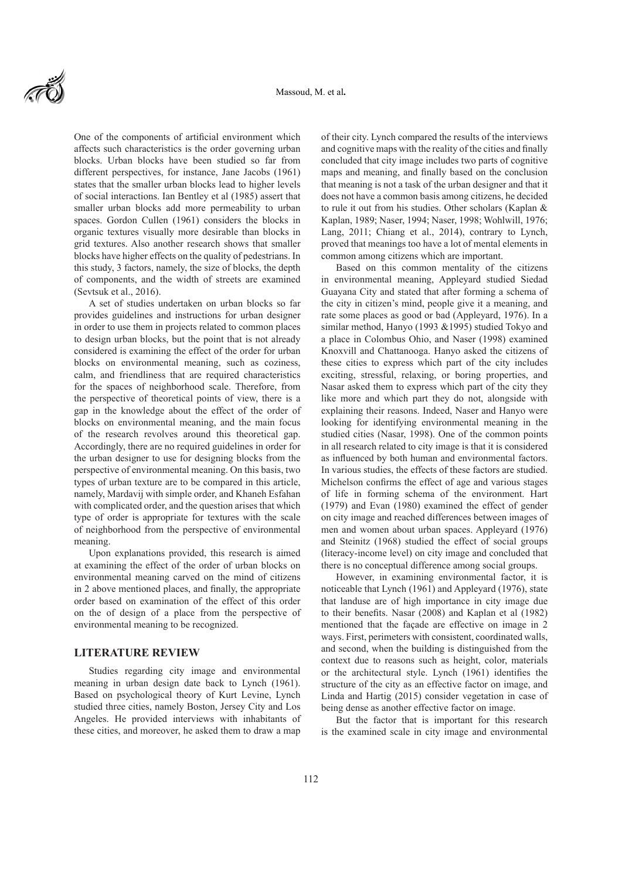One of the components of artificial environment which affects such characteristics is the order governing urban blocks. Urban blocks have been studied so far from different perspectives, for instance, Jane Jacobs (1961) states that the smaller urban blocks lead to higher levels of social interactions. Ian Bentley et al (1985) assert that smaller urban blocks add more permeability to urban spaces. Gordon Cullen (1961) considers the blocks in organic textures visually more desirable than blocks in grid textures. Also another research shows that smaller blocks have higher effects on the quality of pedestrians. In this study, 3 factors, namely, the size of blocks, the depth of components, and the width of streets are examined (Sevtsuk et al., 2016).

A set of studies undertaken on urban blocks so far provides guidelines and instructions for urban designer in order to use them in projects related to common places to design urban blocks, but the point that is not already considered is examining the effect of the order for urban blocks on environmental meaning, such as coziness, calm, and friendliness that are required characteristics for the spaces of neighborhood scale. Therefore, from the perspective of theoretical points of view, there is a gap in the knowledge about the effect of the order of blocks on environmental meaning, and the main focus of the research revolves around this theoretical gap. Accordingly, there are no required guidelines in order for the urban designer to use for designing blocks from the perspective of environmental meaning. On this basis, two types of urban texture are to be compared in this article, namely, Mardavij with simple order, and Khaneh Esfahan with complicated order, and the question arises that which type of order is appropriate for textures with the scale of neighborhood from the perspective of environmental meaning.

Upon explanations provided, this research is aimed at examining the effect of the order of urban blocks on environmental meaning carved on the mind of citizens in 2 above mentioned places, and finally, the appropriate order based on examination of the effect of this order on the of design of a place from the perspective of environmental meaning to be recognized.

## LITERATURE REVIEW

Studies regarding city image and environmental meaning in urban design date back to Lynch (1961). Based on psychological theory of Kurt Levine, Lynch studied three cities, namely Boston, Jersey City and Los Angeles. He provided interviews with inhabitants of these cities, and moreover, he asked them to draw a map of their city. Lynch compared the results of the interviews and cognitive maps with the reality of the cities and finally concluded that city image includes two parts of cognitive maps and meaning, and finally based on the conclusion that meaning is not a task of the urban designer and that it does not have a common basis among citizens, he decided to rule it out from his studies. Other scholars (Kaplan & Kaplan, 1989; Naser, 1994; Naser, 1998; Wohlwill, 1976; Lang, 2011; Chiang et al., 2014), contrary to Lynch, proved that meanings too have a lot of mental elements in common among citizens which are important.

Based on this common mentality of the citizens in environmental meaning, Appleyard studied Siedad Guayana City and stated that after forming a schema of the city in citizen's mind, people give it a meaning, and rate some places as good or bad (Appleyard, 1976). In a similar method, Hanyo (1993 &1995) studied Tokyo and a place in Colombus Ohio, and Naser (1998) examined Knoxvill and Chattanooga. Hanyo asked the citizens of these cities to express which part of the city includes exciting, stressful, relaxing, or boring properties, and Nasar asked them to express which part of the city they like more and which part they do not, alongside with explaining their reasons. Indeed, Naser and Hanyo were looking for identifying environmental meaning in the studied cities (Nasar, 1998). One of the common points in all research related to city image is that it is considered as influenced by both human and environmental factors. In various studies, the effects of these factors are studied. Michelson confirms the effect of age and various stages of life in forming schema of the environment. Hart (1979) and Evan (1980) examined the effect of gender on city image and reached differences between images of men and women about urban spaces. Appleyard (1976) and Steinitz (1968) studied the effect of social groups (literacy-income level) on city image and concluded that there is no conceptual difference among social groups.

However, in examining environmental factor, it is noticeable that Lynch (1961) and Appleyard (1976), state that landuse are of high importance in city image due to their benefits. Nasar (2008) and Kaplan et al (1982) mentioned that the façade are effective on image in 2 ways. First, perimeters with consistent, coordinated walls, and second, when the building is distinguished from the context due to reasons such as height, color, materials or the architectural style. Lynch (1961) identifies the structure of the city as an effective factor on image, and Linda and Hartig (2015) consider vegetation in case of being dense as another effective factor on image.

But the factor that is important for this research is the examined scale in city image and environmental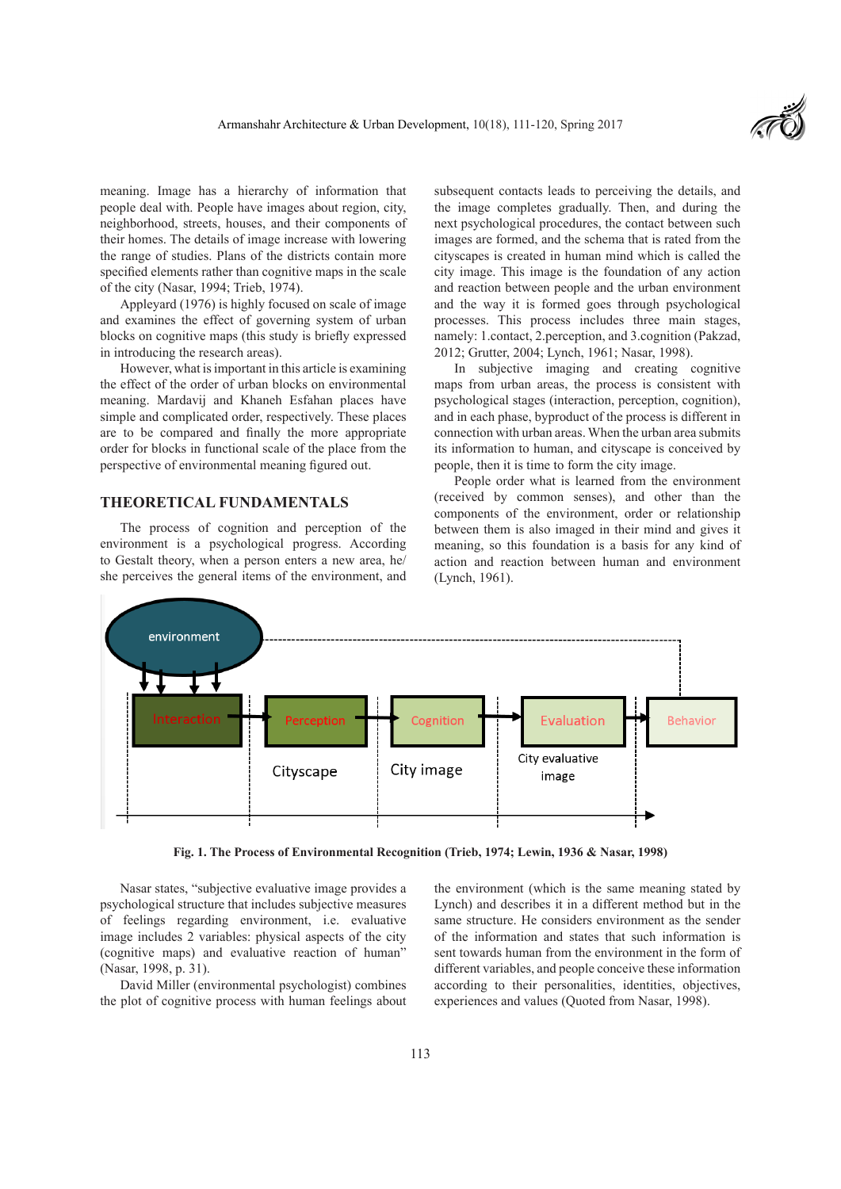meaning. Image has a hierarchy of information that people deal with. People have images about region, city, neighborhood, streets, houses, and their components of their homes. The details of image increase with lowering the range of studies. Plans of the districts contain more specified elements rather than cognitive maps in the scale of the city (Nasar, 1994; Trieb, 1974).

Appleyard (1976) is highly focused on scale of image and examines the effect of governing system of urban blocks on cognitive maps (this study is briefly expressed in introducing the research areas).

However, what is important in this article is examining the effect of the order of urban blocks on environmental meaning. Mardavij and Khaneh Esfahan places have simple and complicated order, respectively. These places are to be compared and finally the more appropriate order for blocks in functional scale of the place from the perspective of environmental meaning figured out.

## THEORETICAL FUNDAMENTALS

The process of cognition and perception of the environment is a psychological progress. According to Gestalt theory, when a person enters a new area, he/she perceives the general items of the environment, and subsequent contacts leads to perceiving the details, and the image completes gradually. Then, and during the next psychological procedures, the contact between such images are formed, and the schema that is rated from the cityscapes is created in human mind which is called the city image. This image is the foundation of any action and reaction between people and the urban environment and the way it is formed goes through psychological processes. This process includes three main stages, namely: 1.contact, 2.perception, and 3.cognition (Pakzad, 2012; Grutter, 2004; Lynch, 1961; Nasar, 1998).

In subjective imaging and creating cognitive maps from urban areas, the process is consistent with psychological stages (interaction, perception, cognition), and in each phase, byproduct of the process is different in connection with urban areas. When the urban area submits its information to human, and cityscape is conceived by people, then it is time to form the city image.

People order what is learned from the environment (received by common senses), and other than the components of the environment, order or relationship between them is also imaged in their mind and gives it meaning, so this foundation is a basis for any kind of action and reaction between human and environment (Lynch, 1961).

**Fig. 1. The Process of Environmental Recognition (Trieb, 1974; Lewin, 1936 & Nasar, 1998)**

Nasar states, "subjective evaluative image provides a psychological structure that includes subjective measures of feelings regarding environment, i.e. evaluative image includes 2 variables: physical aspects of the city (cognitive maps) and evaluative reaction of human" (Nasar, 1998, p. 31).

David Miller (environmental psychologist) combines the plot of cognitive process with human feelings about the environment (which is the same meaning stated by Lynch) and describes it in a different method but in the same structure. He considers environment as the sender of the information and states that such information is sent towards human from the environment in the form of different variables, and people conceive these information according to their personalities, identities, objectives, experiences and values (Quoted from Nasar, 1998).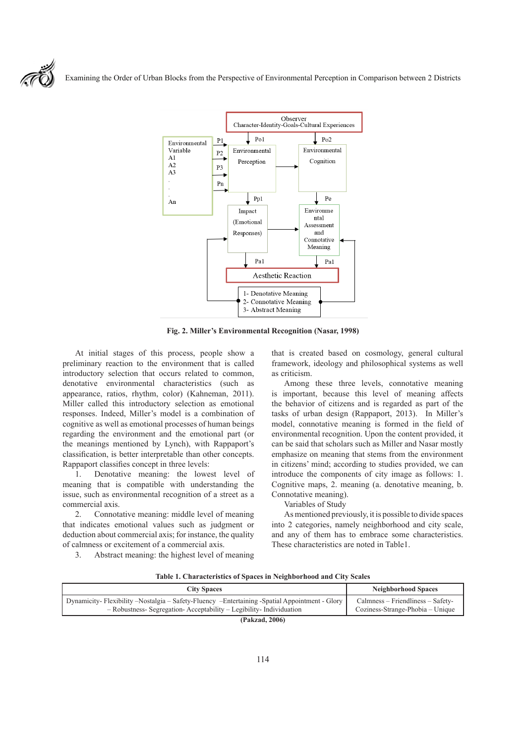Fig. 2. Miller's Environmental Recognition (Nasar, 1998)

At initial stages of this process, people show a preliminary reaction to the environment that is called introductory selection that occurs related to common, denotative environmental characteristics (such as appearance, ratios, rhythm, color) (Kahneman, 2011). Miller called this introductory selection as emotional responses. Indeed, Miller's model is a combination of cognitive as well as emotional processes of human beings regarding the environment and the emotional part (or the meanings mentioned by Lynch), with Rappaport's classification, is better interpretable than other concepts. Rappaport classifies concept in three levels:

1. Denotative meaning: the lowest level of meaning that is compatible with understanding the issue, such as environmental recognition of a street as a commercial axis.
2. Connotative meaning: middle level of meaning that indicates emotional values such as judgment or deduction about commercial axis; for instance, the quality of calmness or excitement of a commercial axis.
3. Abstract meaning: the highest level of meaning that is created based on cosmology, general cultural framework, ideology and philosophical systems as well as criticism.

Among these three levels, connotative meaning is important, because this level of meaning affects the behavior of citizens and is regarded as part of the tasks of urban design (Rappaport, 2013). In Miller's model, connotative meaning is formed in the field of environmental recognition. Upon the content provided, it can be said that scholars such as Miller and Nasar mostly emphasize on meaning that stems from the environment in citizens' mind; according to studies provided, we can introduce the components of city image as follows: 1. Cognitive maps, 2. meaning (a. denotative meaning, b. Connotative meaning).

Variables of Study

As mentioned previously, it is possible to divide spaces into 2 categories, namely neighborhood and city scale, and any of them has to embrace some characteristics. These characteristics are noted in Table1.

**Table 1. Characteristics of Spaces in Neighborhood and City Scales**

| City Spaces | Neighborhood Spaces |
|---|---|
| Dynamicity- Flexibility –Nostalgia – Safety-Fluency –Entertaining -Spatial Appointment - Glory – Robustness- Segregation- Acceptability – Legibility- Individuation | Calmness – Friendliness – Safety- Coziness-Strange-Phobia – Unique |

(Pakzad, 2006)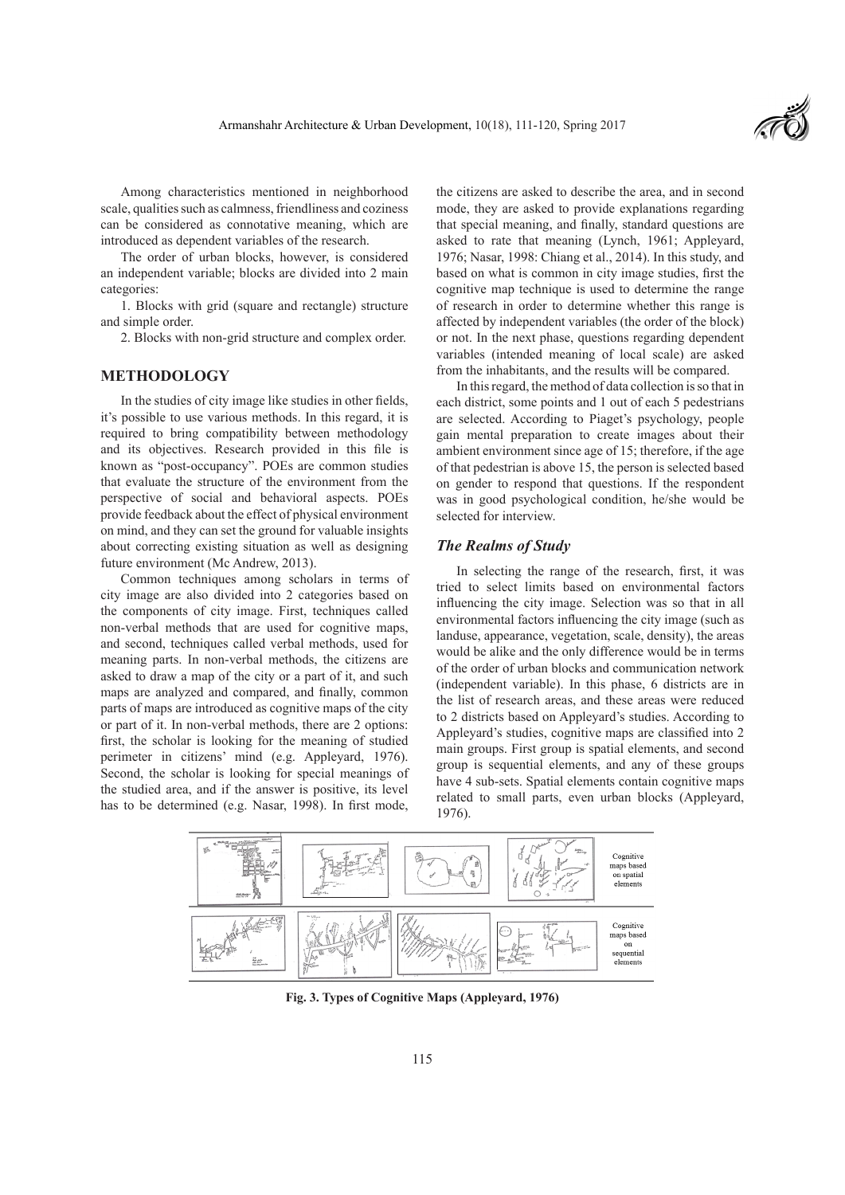Among characteristics mentioned in neighborhood scale, qualities such as calmness, friendliness and coziness can be considered as connotative meaning, which are introduced as dependent variables of the research.

The order of urban blocks, however, is considered an independent variable; blocks are divided into 2 main categories:

1. Blocks with grid (square and rectangle) structure and simple order.
2. Blocks with non-grid structure and complex order.

## METHODOLOGY

In the studies of city image like studies in other fields, it's possible to use various methods. In this regard, it is required to bring compatibility between methodology and its objectives. Research provided in this file is known as "post-occupancy". POEs are common studies that evaluate the structure of the environment from the perspective of social and behavioral aspects. POEs provide feedback about the effect of physical environment on mind, and they can set the ground for valuable insights about correcting existing situation as well as designing future environment (Mc Andrew, 2013).

Common techniques among scholars in terms of city image are also divided into 2 categories based on the components of city image. First, techniques called non-verbal methods that are used for cognitive maps, and second, techniques called verbal methods, used for meaning parts. In non-verbal methods, the citizens are asked to draw a map of the city or a part of it, and such maps are analyzed and compared, and finally, common parts of maps are introduced as cognitive maps of the city or part of it. In non-verbal methods, there are 2 options: first, the scholar is looking for the meaning of studied perimeter in citizens' mind (e.g. Appleyard, 1976). Second, the scholar is looking for special meanings of the studied area, and if the answer is positive, its level has to be determined (e.g. Nasar, 1998). In first mode, the citizens are asked to describe the area, and in second mode, they are asked to provide explanations regarding that special meaning, and finally, standard questions are asked to rate that meaning (Lynch, 1961; Appleyard, 1976; Nasar, 1998: Chiang et al., 2014). In this study, and based on what is common in city image studies, first the cognitive map technique is used to determine the range of research in order to determine whether this range is affected by independent variables (the order of the block) or not. In the next phase, questions regarding dependent variables (intended meaning of local scale) are asked from the inhabitants, and the results will be compared.

In this regard, the method of data collection is so that in each district, some points and 1 out of each 5 pedestrians are selected. According to Piaget's psychology, people gain mental preparation to create images about their ambient environment since age of 15; therefore, if the age of that pedestrian is above 15, the person is selected based on gender to respond that questions. If the respondent was in good psychological condition, he/she would be selected for interview.

### *The Realms of Study*

In selecting the range of the research, first, it was tried to select limits based on environmental factors influencing the city image. Selection was so that in all environmental factors influencing the city image (such as landuse, appearance, vegetation, scale, density), the areas would be alike and the only difference would be in terms of the order of urban blocks and communication network (independent variable). In this phase, 6 districts are in the list of research areas, and these areas were reduced to 2 districts based on Appleyard's studies. According to Appleyard's studies, cognitive maps are classified into 2 main groups. First group is spatial elements, and second group is sequential elements, and any of these groups have 4 sub-sets. Spatial elements contain cognitive maps related to small parts, even urban blocks (Appleyard, 1976).

**Fig. 3. Types of Cognitive Maps (Appleyard, 1976)**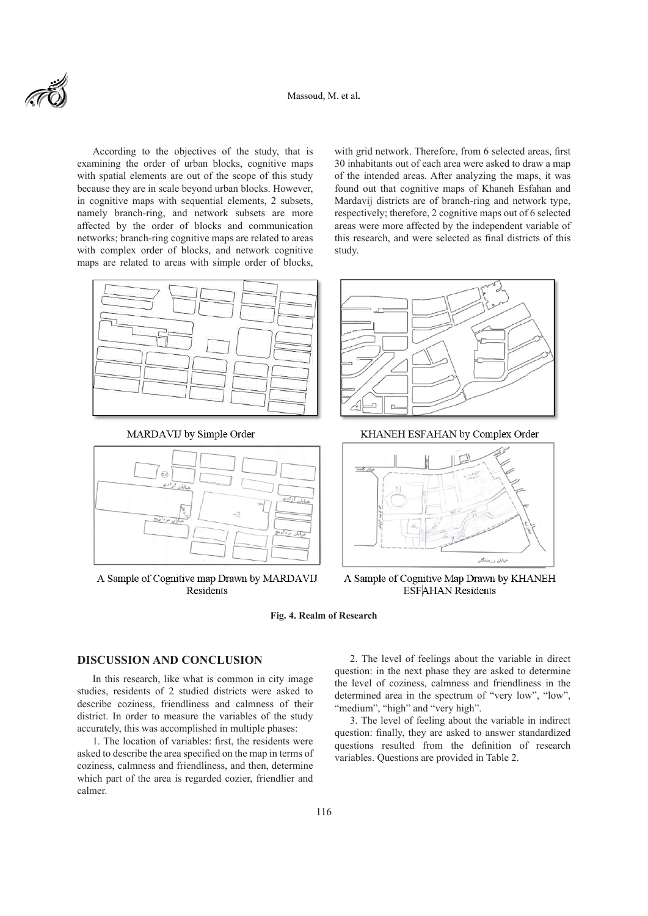According to the objectives of the study, that is examining the order of urban blocks, cognitive maps with spatial elements are out of the scope of this study because they are in scale beyond urban blocks. However, in cognitive maps with sequential elements, 2 subsets, namely branch-ring, and network subsets are more affected by the order of blocks and communication networks; branch-ring cognitive maps are related to areas with complex order of blocks, and network cognitive maps are related to areas with simple order of blocks, with grid network. Therefore, from 6 selected areas, first 30 inhabitants out of each area were asked to draw a map of the intended areas. After analyzing the maps, it was found out that cognitive maps of Khaneh Esfahan and Mardavij districts are of branch-ring and network type, respectively; therefore, 2 cognitive maps out of 6 selected areas were more affected by the independent variable of this research, and were selected as final districts of this study.

MARDAVIJ by Simple Order

KHANEH ESFAHAN by Complex Order

A Sample of Cognitive map Drawn by MARDAVIJ Residents

A Sample of Cognitive Map Drawn by KHANEH ESFAHAN Residents

**Fig. 4. Realm of Research**

## DISCUSSION AND CONCLUSION

In this research, like what is common in city image studies, residents of 2 studied districts were asked to describe coziness, friendliness and calmness of their district. In order to measure the variables of the study accurately, this was accomplished in multiple phases:

1. The location of variables: first, the residents were asked to describe the area specified on the map in terms of coziness, calmness and friendliness, and then, determine which part of the area is regarded cozier, friendlier and calmer.

2. The level of feelings about the variable in direct question: in the next phase they are asked to determine the level of coziness, calmness and friendliness in the determined area in the spectrum of "very low", "low", "medium", "high" and "very high".

3. The level of feeling about the variable in indirect question: finally, they are asked to answer standardized questions resulted from the definition of research variables. Questions are provided in Table 2.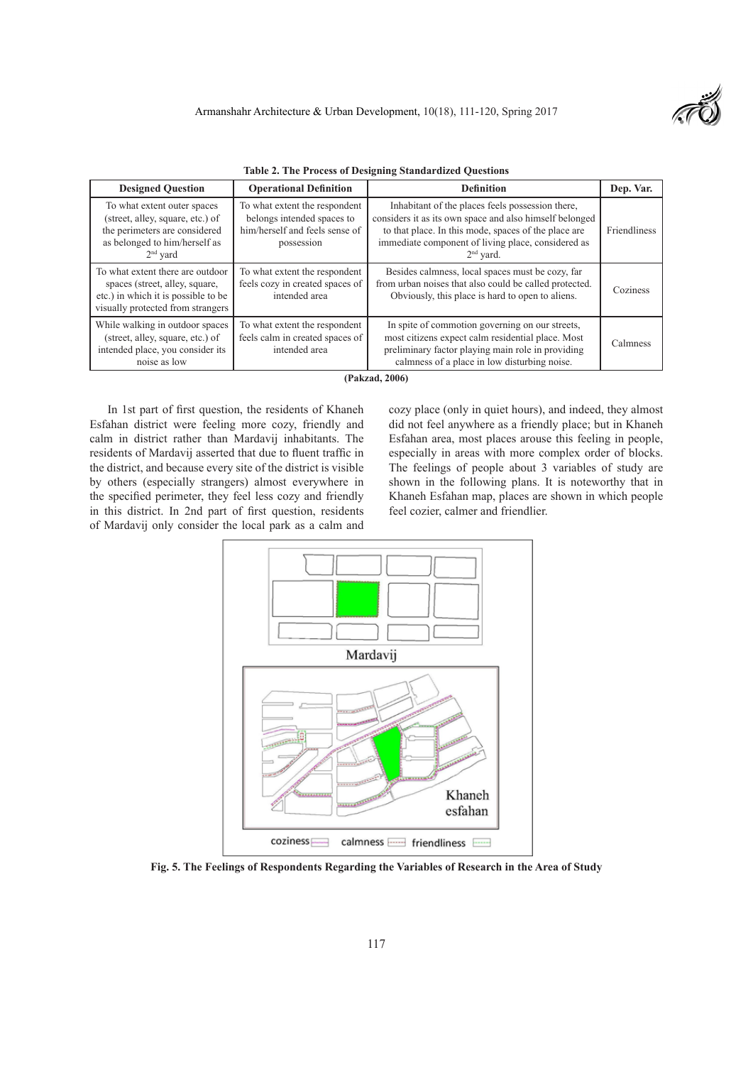**Table 2. The Process of Designing Standardized Questions**

| Designed Question | Operational Definition | Definition | Dep. Var. |
|---|---|---|---|
| To what extent outer spaces (street, alley, square, etc.) of the perimeters are considered as belonged to him/herself as 2nd yard | To what extent the respondent belongs intended spaces to him/herself and feels sense of possession | Inhabitant of the places feels possession there, considers it as its own space and also himself belonged to that place. In this mode, spaces of the place are immediate component of living place, considered as 2nd yard. | Friendliness |
| To what extent there are outdoor spaces (street, alley, square, etc.) in which it is possible to be visually protected from strangers | To what extent the respondent feels cozy in created spaces of intended area | Besides calmness, local spaces must be cozy, far from urban noises that also could be called protected. Obviously, this place is hard to open to aliens. | Coziness |
| While walking in outdoor spaces (street, alley, square, etc.) of intended place, you consider its noise as low | To what extent the respondent feels calm in created spaces of intended area | In spite of commotion governing on our streets, most citizens expect calm residential place. Most preliminary factor playing main role in providing calmness of a place in low disturbing noise. | Calmness |

**(Pakzad, 2006)**

In 1st part of first question, the residents of Khaneh Esfahan district were feeling more cozy, friendly and calm in district rather than Mardavij inhabitants. The residents of Mardavij asserted that due to fluent traffic in the district, and because every site of the district is visible by others (especially strangers) almost everywhere in the specified perimeter, they feel less cozy and friendly in this district. In 2nd part of first question, residents of Mardavij only consider the local park as a calm and cozy place (only in quiet hours), and indeed, they almost did not feel anywhere as a friendly place; but in Khaneh Esfahan area, most places arouse this feeling in people, especially in areas with more complex order of blocks. The feelings of people about 3 variables of study are shown in the following plans. It is noteworthy that in Khaneh Esfahan map, places are shown in which people feel cozier, calmer and friendlier.

**Fig. 5. The Feelings of Respondents Regarding the Variables of Research in the Area of Study**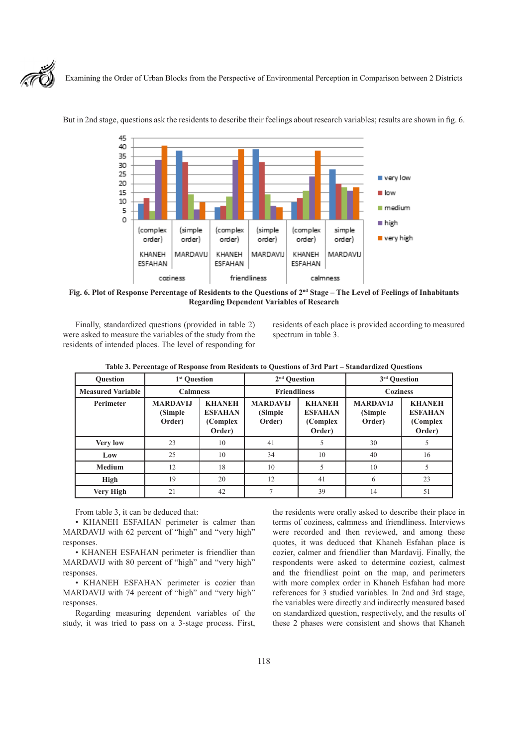But in 2nd stage, questions ask the residents to describe their feelings about research variables; results are shown in fig. 6.

Fig. 6. Plot of Response Percentage of Residents to the Questions of 2nd Stage – The Level of Feelings of Inhabitants Regarding Dependent Variables of Research

Finally, standardized questions (provided in table 2) were asked to measure the variables of the study from the residents of intended places. The level of responding for residents of each place is provided according to measured spectrum in table 3.

Table 3. Percentage of Response from Residents to Questions of 3rd Part – Standardized Questions

| Question | 1st Question | | 2nd Question | | 3rd Question | |
|---|---|---|---|---|---|---|
| Measured Variable | Calmness | | Friendliness | | Coziness | |
| Perimeter | MARDAVIJ (Simple Order) | KHANEH ESFAHAN (Complex Order) | MARDAVIJ (Simple Order) | KHANEH ESFAHAN (Complex Order) | MARDAVIJ (Simple Order) | KHANEH ESFAHAN (Complex Order) |
| Very low | 23 | 10 | 41 | 5 | 30 | 5 |
| Low | 25 | 10 | 34 | 10 | 40 | 16 |
| Medium | 12 | 18 | 10 | 5 | 10 | 5 |
| High | 19 | 20 | 12 | 41 | 6 | 23 |
| Very High | 21 | 42 | 7 | 39 | 14 | 51 |

From table 3, it can be deduced that:

- KHANEH ESFAHAN perimeter is calmer than MARDAVIJ with 62 percent of "high" and "very high" responses.
- KHANEH ESFAHAN perimeter is friendlier than MARDAVIJ with 80 percent of "high" and "very high" responses.
- KHANEH ESFAHAN perimeter is cozier than MARDAVIJ with 74 percent of "high" and "very high" responses.

Regarding measuring dependent variables of the study, it was tried to pass on a 3-stage process. First, the residents were orally asked to describe their place in terms of coziness, calmness and friendliness. Interviews were recorded and then reviewed, and among these quotes, it was deduced that Khaneh Esfahan place is cozier, calmer and friendlier than Mardavij. Finally, the respondents were asked to determine coziest, calmest and the friendliest point on the map, and perimeters with more complex order in Khaneh Esfahan had more references for 3 studied variables. In 2nd and 3rd stage, the variables were directly and indirectly measured based on standardized question, respectively, and the results of these 2 phases were consistent and shows that Khaneh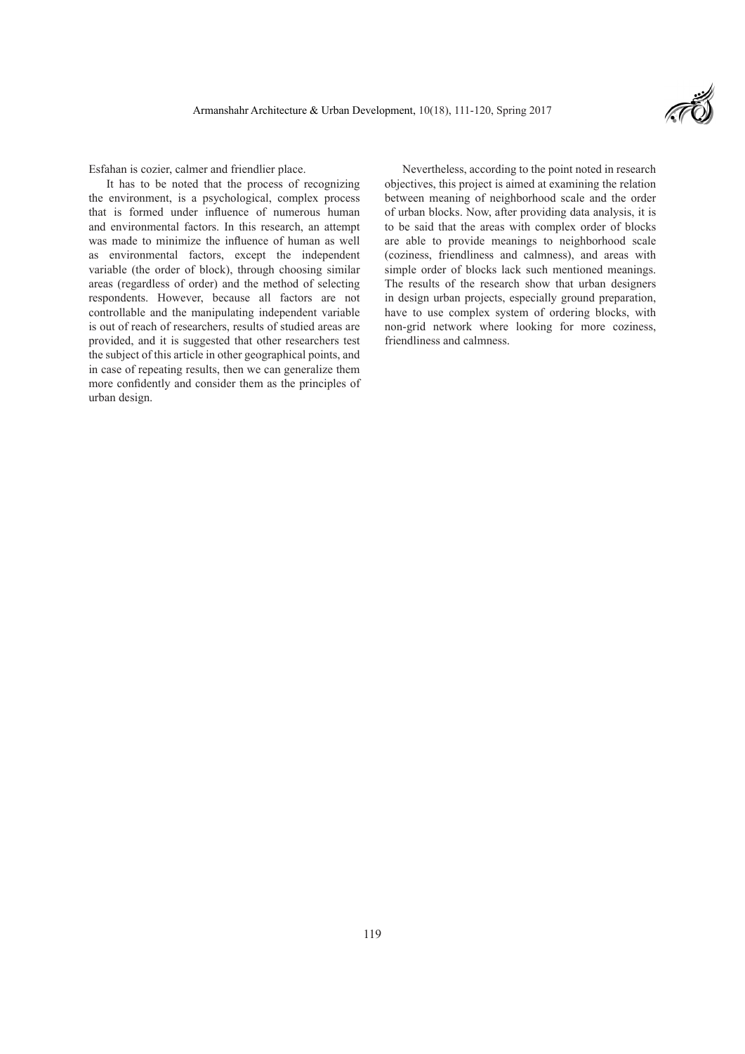Esfahan is cozier, calmer and friendlier place.

It has to be noted that the process of recognizing the environment, is a psychological, complex process that is formed under influence of numerous human and environmental factors. In this research, an attempt was made to minimize the influence of human as well as environmental factors, except the independent variable (the order of block), through choosing similar areas (regardless of order) and the method of selecting respondents. However, because all factors are not controllable and the manipulating independent variable is out of reach of researchers, results of studied areas are provided, and it is suggested that other researchers test the subject of this article in other geographical points, and in case of repeating results, then we can generalize them more confidently and consider them as the principles of urban design.

Nevertheless, according to the point noted in research objectives, this project is aimed at examining the relation between meaning of neighborhood scale and the order of urban blocks. Now, after providing data analysis, it is to be said that the areas with complex order of blocks are able to provide meanings to neighborhood scale (coziness, friendliness and calmness), and areas with simple order of blocks lack such mentioned meanings. The results of the research show that urban designers in design urban projects, especially ground preparation, have to use complex system of ordering blocks, with non-grid network where looking for more coziness, friendliness and calmness.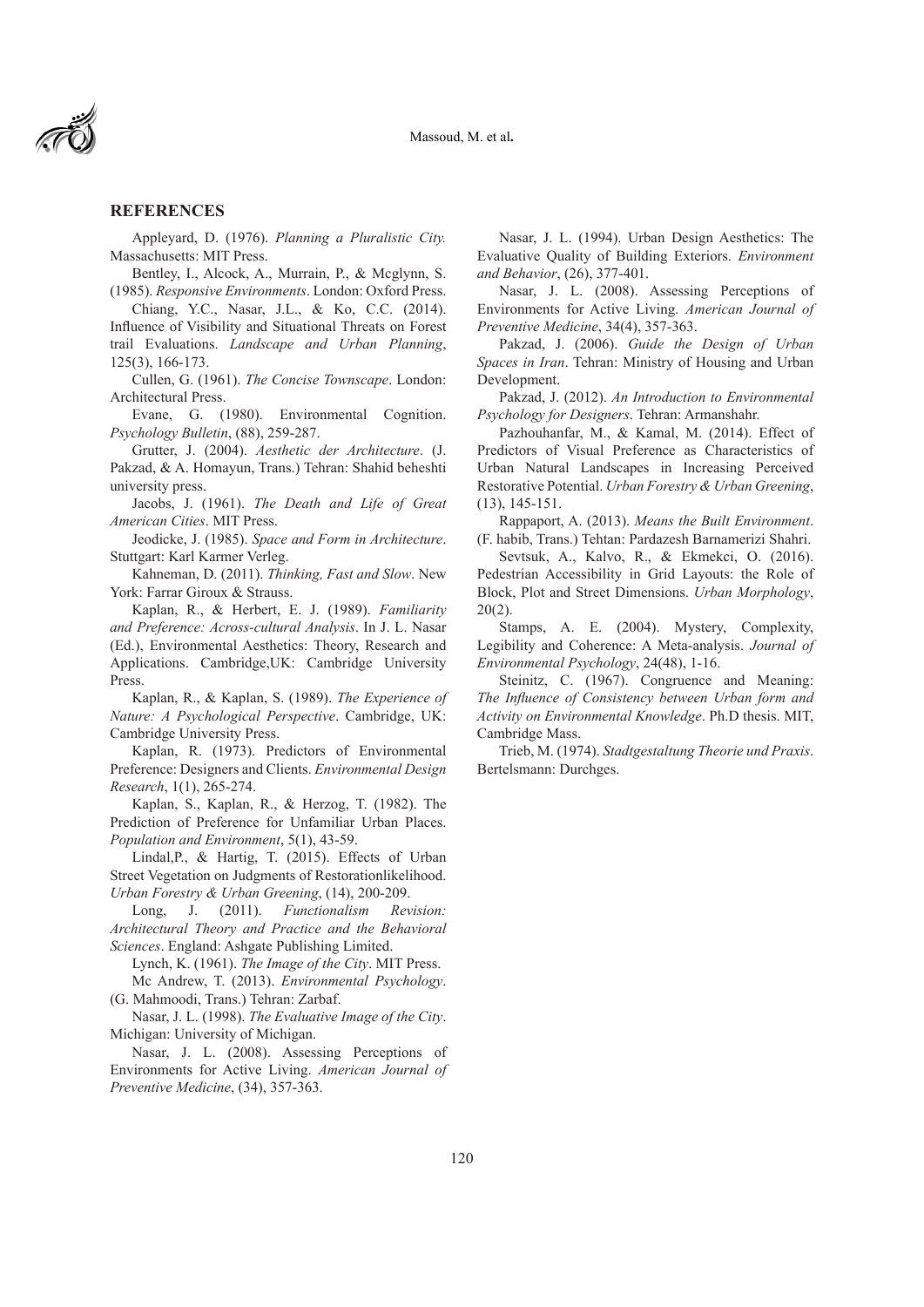## REFERENCES

Appleyard, D. (1976). *Planning a Pluralistic City.* Massachusetts: MIT Press.

Bentley, I., Alcock, A., Murrain, P., & Mcglynn, S. (1985). *Responsive Environments*. London: Oxford Press.

Chiang, Y.C., Nasar, J.L., & Ko, C.C. (2014). Influence of Visibility and Situational Threats on Forest trail Evaluations. *Landscape and Urban Planning*, 125(3), 166-173.

Cullen, G. (1961). *The Concise Townscape*. London: Architectural Press.

Evane, G. (1980). Environmental Cognition. *Psychology Bulletin*, (88), 259-287.

Grutter, J. (2004). *Aesthetic der Architecture*. (J. Pakzad, & A. Homayun, Trans.) Tehran: Shahid beheshti university press.

Jacobs, J. (1961). *The Death and Life of Great American Cities*. MIT Press.

Jeodicke, J. (1985). *Space and Form in Architecture*. Stuttgart: Karl Karmer Verleg.

Kahneman, D. (2011). *Thinking, Fast and Slow*. New York: Farrar Giroux & Strauss.

Kaplan, R., & Herbert, E. J. (1989). *Familiarity and Preference: Across-cultural Analysis*. In J. L. Nasar (Ed.), Environmental Aesthetics: Theory, Research and Applications. Cambridge,UK: Cambridge University Press.

Kaplan, R., & Kaplan, S. (1989). *The Experience of Nature: A Psychological Perspective*. Cambridge, UK: Cambridge University Press.

Kaplan, R. (1973). Predictors of Environmental Preference: Designers and Clients. *Environmental Design Research*, 1(1), 265-274.

Kaplan, S., Kaplan, R., & Herzog, T. (1982). The Prediction of Preference for Unfamiliar Urban Places. *Population and Environment*, 5(1), 43-59.

Lindal,P., & Hartig, T. (2015). Effects of Urban Street Vegetation on Judgments of Restorationlikelihood. *Urban Forestry & Urban Greening*, (14), 200-209.

Long, J. (2011). *Functionalism Revision: Architectural Theory and Practice and the Behavioral Sciences*. England: Ashgate Publishing Limited.

Lynch, K. (1961). *The Image of the City*. MIT Press.

Mc Andrew, T. (2013). *Environmental Psychology*. (G. Mahmoodi, Trans.) Tehran: Zarbaf.

Nasar, J. L. (1998). *The Evaluative Image of the City*. Michigan: University of Michigan.

Nasar, J. L. (2008). Assessing Perceptions of Environments for Active Living. *American Journal of Preventive Medicine*, (34), 357-363.

Nasar, J. L. (1994). Urban Design Aesthetics: The Evaluative Quality of Building Exteriors. *Environment and Behavior*, (26), 377-401.

Nasar, J. L. (2008). Assessing Perceptions of Environments for Active Living. *American Journal of Preventive Medicine*, 34(4), 357-363.

Pakzad, J. (2006). *Guide the Design of Urban Spaces in Iran*. Tehran: Ministry of Housing and Urban Development.

Pakzad, J. (2012). *An Introduction to Environmental Psychology for Designers*. Tehran: Armanshahr.

Pazhouhanfar, M., & Kamal, M. (2014). Effect of Predictors of Visual Preference as Characteristics of Urban Natural Landscapes in Increasing Perceived Restorative Potential. *Urban Forestry & Urban Greening*, (13), 145-151.

Rappaport, A. (2013). *Means the Built Environment*. (F. habib, Trans.) Tehtan: Pardazesh Barnamerizi Shahri.

Sevtsuk, A., Kalvo, R., & Ekmekci, O. (2016). Pedestrian Accessibility in Grid Layouts: the Role of Block, Plot and Street Dimensions. *Urban Morphology*, 20(2).

Stamps, A. E. (2004). Mystery, Complexity, Legibility and Coherence: A Meta-analysis. *Journal of Environmental Psychology*, 24(48), 1-16.

Steinitz, C. (1967). Congruence and Meaning: *The Influence of Consistency between Urban form and Activity on Environmental Knowledge*. Ph.D thesis. MIT, Cambridge Mass.

Trieb, M. (1974). *Stadtgestaltung Theorie und Praxis*. Bertelsmann: Durchges.